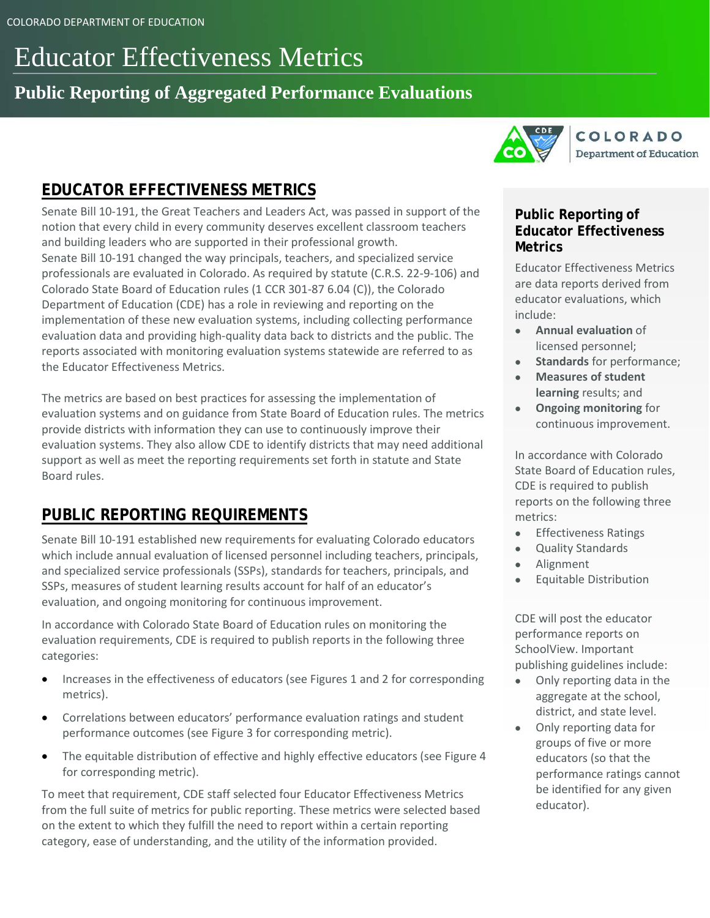COLORADO DEPARTMENT OF EDUCATION

# Educator Effectiveness Metrics

## Public Reporting of Aggregated Performance Evaluations

## EDUCATOR EFFECTIVENESS METRICS

Senate Bill 10-191, the Great Teachers and Leaders Act, was passed in support of the notion that every child in every community deserves excellent classroom teachers and building leaders who are supported in their professional growth. Senate Bill 10-191 changed the way principals, teachers, and specialized service professionals are evaluated in Colorado. As required by statute (C.R.S. 22-9-106) and Colorado State Board of Education rules (1 CCR 301-87 6.04 (C)), the Colorado Department of Education (CDE) has a role in reviewing and reporting on the implementation of these new evaluation systems, including collecting performance evaluation data and providing high-quality data back to districts and the public. The reports associated with monitoring evaluation systems statewide are referred to as the Educator Effectiveness Metrics.

The metrics are based on best practices for assessing the implementation of evaluation systems and on guidance from State Board of Education rules. The metrics provide districts with information they can use to continuously improve their evaluation systems. They also allow CDE to identify districts that may need additional support as well as meet the reporting requirements set forth in statute and State Board rules.

## PUBLIC REPORTING REQUIREMENTS

Senate Bill 10-191 established new requirements for evaluating Colorado educators which include annual evaluation of licensed personnel including teachers, principals, and specialized service professionals (SSPs), standards for teachers, principals, and SSPs, measures of student learning results account for half of an educator's evaluation, and ongoing monitoring for continuous improvement.

In accordance with Colorado State Board of Education rules on monitoring the evaluation requirements, CDE is required to publish reports in the following three categories:

- Increases in the effectiveness of educators (see Figures 1 and 2 for corresponding metrics).
- Correlations between educators' performance evaluation ratings and student performance outcomes (see Figure 3 for corresponding metric).
- The equitable distribution of effective and highly effective educators (see Figure 4 for corresponding metric).

To meet that requirement, CDE staff selected four Educator Effectiveness Metrics from the full suite of metrics for public reporting. These metrics were selected based on the extent to which they fulfill the need to report within a certain reporting category, ease of understanding, and the utility of the information provided.

### Public Reporting of Educator Effectiveness Metrics

Educator Effectiveness Metrics are data reports derived from educator evaluations, which include:

- **Annual evaluation** of licensed personnel;
- **Standards** for performance;
- **Measures of student learning** results; and
- **Ongoing monitoring** for continuous improvement.

In accordance with Colorado State Board of Education rules, CDE is required to publish reports on the following three metrics:

- Effectiveness Ratings
- Quality Standards
- Alignment
- Equitable Distribution

CDE will post the educator performance reports on SchoolView. Important publishing guidelines include:

- Only reporting data in the aggregate at the school, district, and state level.
- Only reporting data for groups of five or more educators (so that the performance ratings cannot be identified for any given educator).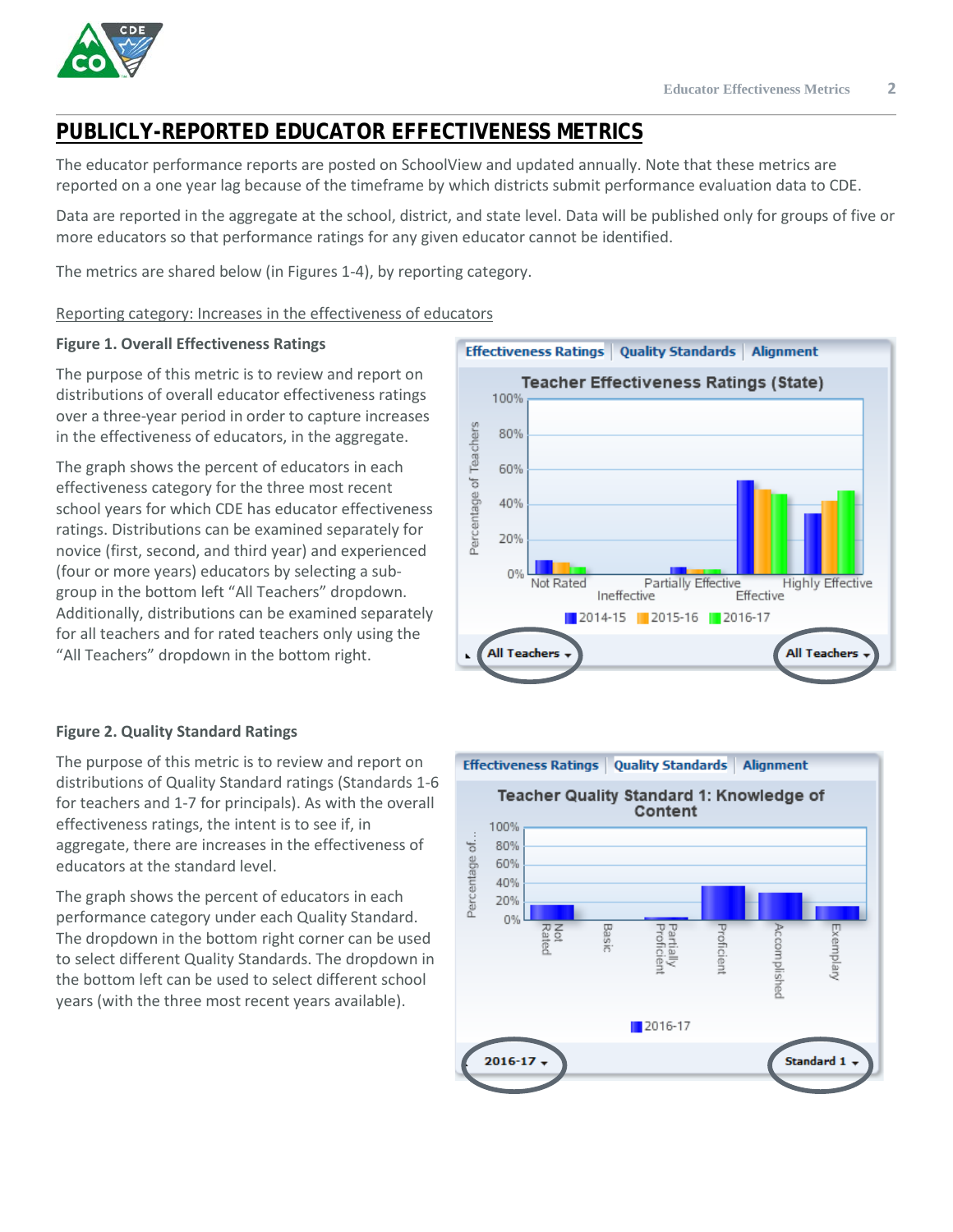## PUBLICLY-REPORTED EDUCATOR EFFECTIVENESS METRICS

The educator performance reports are posted on SchoolView and updated annually. Note that these metrics are reported on a one year lag because of the timeframe by which districts submit performance evaluation data to CDE.

Data are reported in the aggregate at the school, district, and state level. Data will be published only for groups of five or more educators so that performance ratings for any given educator cannot be identified.

The metrics are shared below (in Figures 1-4), by reporting category.

Reporting category: Increases in the effectiveness of educators

**Figure 1. Overall Effectiveness Ratings**

The purpose of this metric is to review and report on distributions of overall educator effectiveness ratings over a three-year period in order to capture increases in the effectiveness of educators, in the aggregate.

The graph shows the percent of educators in each effectiveness category for the three most recent school years for which CDE has educator effectiveness ratings. Distributions can be examined separately for novice (first, second, and third year) and experienced (four or more years) educators by selecting a sub-group in the bottom left "All Teachers" dropdown. Additionally, distributions can be examined separately for all teachers and for rated teachers only using the "All Teachers" dropdown in the bottom right.

**Figure 2. Quality Standard Ratings**

The purpose of this metric is to review and report on distributions of Quality Standard ratings (Standards 1-6 for teachers and 1-7 for principals). As with the overall effectiveness ratings, the intent is to see if, in aggregate, there are increases in the effectiveness of educators at the standard level.

The graph shows the percent of educators in each performance category under each Quality Standard. The dropdown in the bottom right corner can be used to select different Quality Standards. The dropdown in the bottom left can be used to select different school years (with the three most recent years available).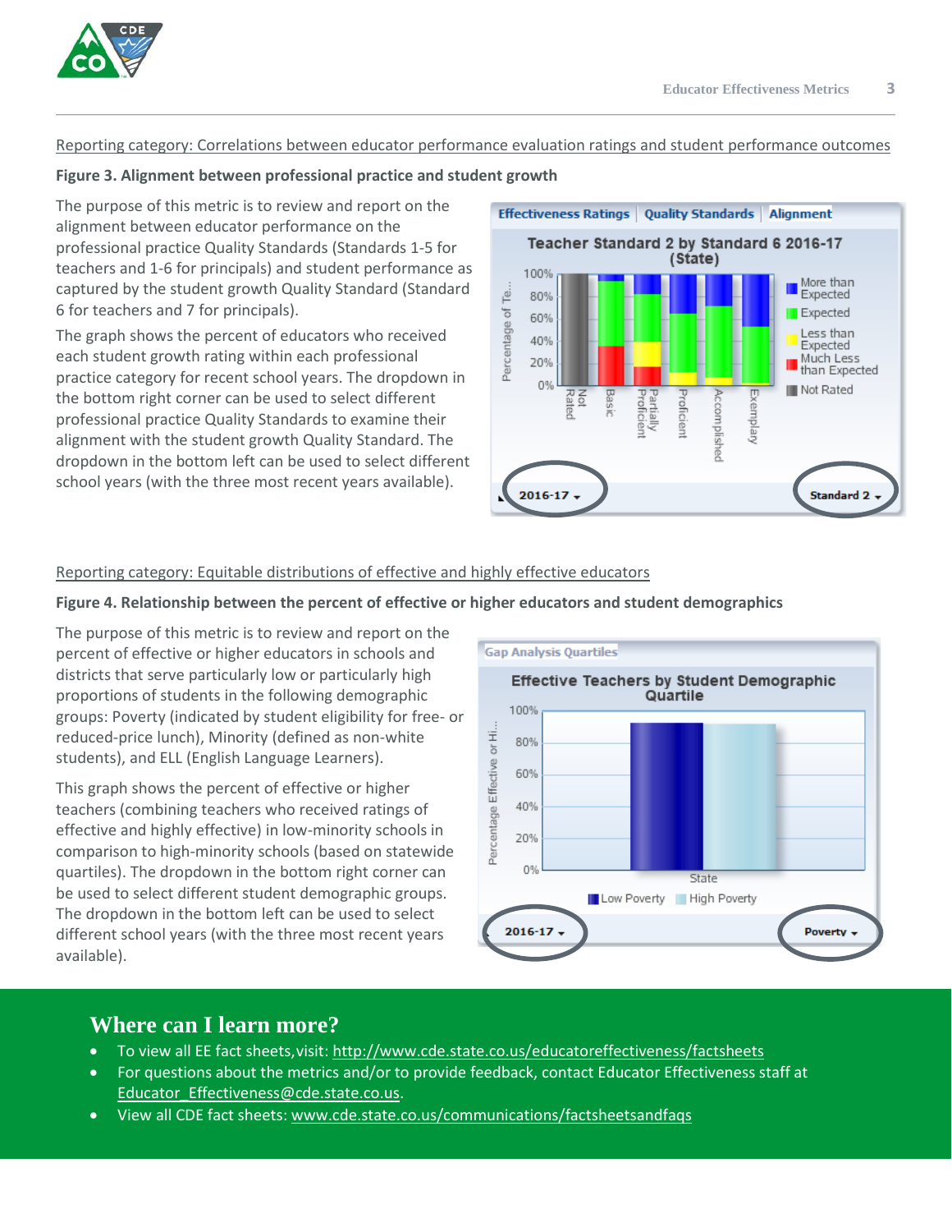Reporting category: Correlations between educator performance evaluation ratings and student performance outcomes

**Figure 3. Alignment between professional practice and student growth**

The purpose of this metric is to review and report on the alignment between educator performance on the professional practice Quality Standards (Standards 1-5 for teachers and 1-6 for principals) and student performance as captured by the student growth Quality Standard (Standard 6 for teachers and 7 for principals).

The graph shows the percent of educators who received each student growth rating within each professional practice category for recent school years. The dropdown in the bottom right corner can be used to select different professional practice Quality Standards to examine their alignment with the student growth Quality Standard. The dropdown in the bottom left can be used to select different school years (with the three most recent years available).

Effectiveness Ratings | Quality Standards | Alignment

Teacher Standard 2 by Standard 6 2016-17 (State)

Percentage of Te...

100%
80%
60%
40%
20%
0%

Not Rated
Basic
Partially Proficient
Proficient
Accomplished
Exemplary

More than Expected
Expected
Less than Expected
Much Less than Expected
Not Rated

2016-17
Standard 2

Reporting category: Equitable distributions of effective and highly effective educators

**Figure 4. Relationship between the percent of effective or higher educators and student demographics**

The purpose of this metric is to review and report on the percent of effective or higher educators in schools and districts that serve particularly low or particularly high proportions of students in the following demographic groups: Poverty (indicated by student eligibility for free- or reduced-price lunch), Minority (defined as non-white students), and ELL (English Language Learners).

This graph shows the percent of effective or higher teachers (combining teachers who received ratings of effective and highly effective) in low-minority schools in comparison to high-minority schools (based on statewide quartiles). The dropdown in the bottom right corner can be used to select different student demographic groups. The dropdown in the bottom left can be used to select different school years (with the three most recent years available).

Gap Analysis Quartiles

Effective Teachers by Student Demographic Quartile

Percentage Effective or Hi...

100%
80%
60%
40%
20%
0%

State

Low Poverty
High Poverty

2016-17
Poverty

## Where can I learn more?

- To view all EE fact sheets, visit: http://www.cde.state.co.us/educatoreffectiveness/factsheets
- For questions about the metrics and/or to provide feedback, contact Educator Effectiveness staff at Educator_Effectiveness@cde.state.co.us.
- View all CDE fact sheets: www.cde.state.co.us/communications/factsheetsandfaqs